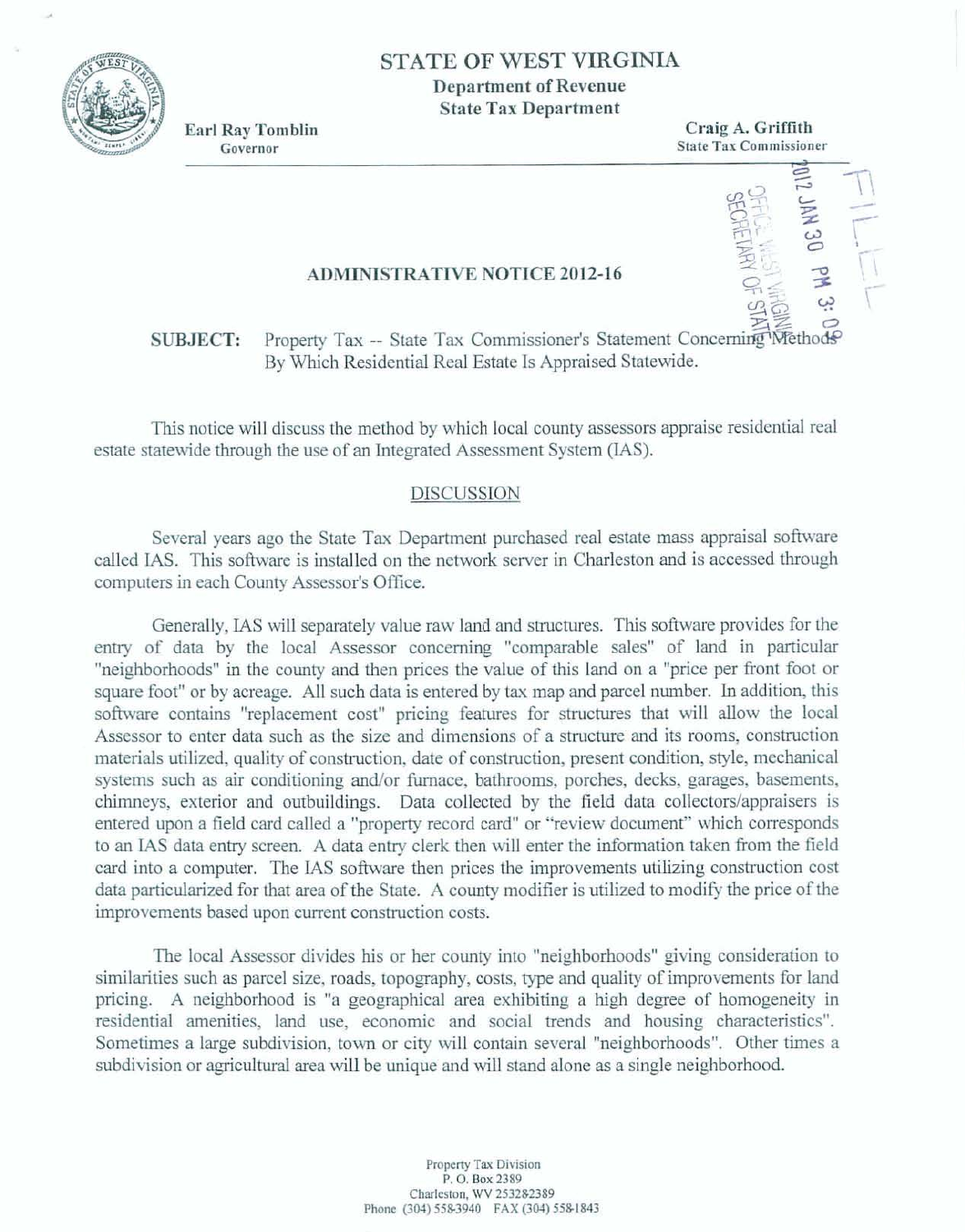STATE OF WEST VIRGINIA
Department of Revenue
State Tax Department

Earl Ray Tomblin
Governor

Craig A. Griffith
State Tax Commissioner

2012 JAN 30 PM 3:09
OFFICE WEST VIRGINIA SECRETARY OF STATE
FILED

## ADMINISTRATIVE NOTICE 2012-16

**SUBJECT:** Property Tax -- State Tax Commissioner's Statement Concerning Methods By Which Residential Real Estate Is Appraised Statewide.

This notice will discuss the method by which local county assessors appraise residential real estate statewide through the use of an Integrated Assessment System (IAS).

### DISCUSSION

Several years ago the State Tax Department purchased real estate mass appraisal software called IAS. This software is installed on the network server in Charleston and is accessed through computers in each County Assessor's Office.

Generally, IAS will separately value raw land and structures. This software provides for the entry of data by the local Assessor concerning "comparable sales" of land in particular "neighborhoods" in the county and then prices the value of this land on a "price per front foot or square foot" or by acreage. All such data is entered by tax map and parcel number. In addition, this software contains "replacement cost" pricing features for structures that will allow the local Assessor to enter data such as the size and dimensions of a structure and its rooms, construction materials utilized, quality of construction, date of construction, present condition, style, mechanical systems such as air conditioning and/or furnace, bathrooms, porches, decks, garages, basements, chimneys, exterior and outbuildings. Data collected by the field data collectors/appraisers is entered upon a field card called a "property record card" or "review document" which corresponds to an IAS data entry screen. A data entry clerk then will enter the information taken from the field card into a computer. The IAS software then prices the improvements utilizing construction cost data particularized for that area of the State. A county modifier is utilized to modify the price of the improvements based upon current construction costs.

The local Assessor divides his or her county into "neighborhoods" giving consideration to similarities such as parcel size, roads, topography, costs, type and quality of improvements for land pricing. A neighborhood is "a geographical area exhibiting a high degree of homogeneity in residential amenities, land use, economic and social trends and housing characteristics". Sometimes a large subdivision, town or city will contain several "neighborhoods". Other times a subdivision or agricultural area will be unique and will stand alone as a single neighborhood.

Property Tax Division
P. O. Box 2389
Charleston, WV 253282389
Phone (304) 558-3940 FAX (304) 558-1843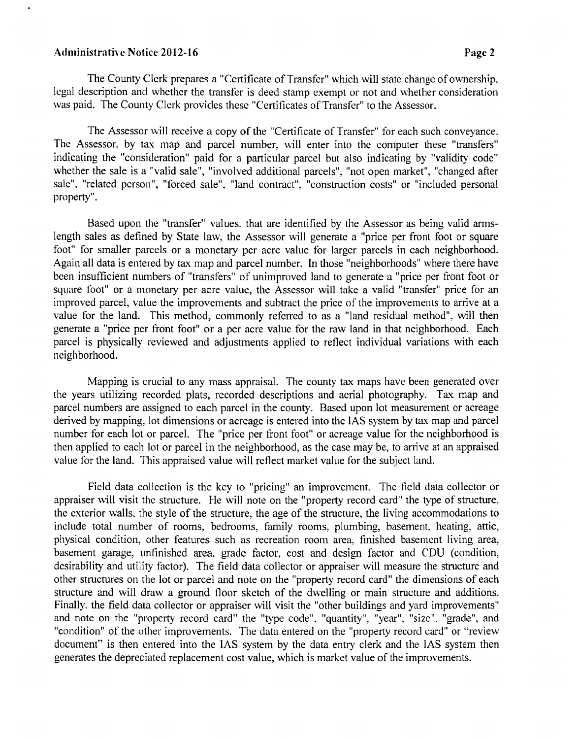The County Clerk prepares a "Certificate of Transfer" which will state change of ownership, legal description and whether the transfer is deed stamp exempt or not and whether consideration was paid. The County Clerk provides these "Certificates of Transfer" to the Assessor.

The Assessor will receive a copy of the "Certificate of Transfer" for each such conveyance. The Assessor, by tax map and parcel number, will enter into the computer these "transfers" indicating the "consideration" paid for a particular parcel but also indicating by "validity code" whether the sale is a "valid sale", "involved additional parcels", "not open market", "changed after sale", "related person", "forced sale", "land contract", "construction costs" or "included personal property".

Based upon the "transfer" values, that are identified by the Assessor as being valid arms-length sales as defined by State law, the Assessor will generate a "price per front foot or square foot" for smaller parcels or a monetary per acre value for larger parcels in each neighborhood. Again all data is entered by tax map and parcel number. In those "neighborhoods" where there have been insufficient numbers of "transfers" of unimproved land to generate a "price per front foot or square foot" or a monetary per acre value, the Assessor will take a valid "transfer" price for an improved parcel, value the improvements and subtract the price of the improvements to arrive at a value for the land. This method, commonly referred to as a "land residual method", will then generate a "price per front foot" or a per acre value for the raw land in that neighborhood. Each parcel is physically reviewed and adjustments applied to reflect individual variations with each neighborhood.

Mapping is crucial to any mass appraisal. The county tax maps have been generated over the years utilizing recorded plats, recorded descriptions and aerial photography. Tax map and parcel numbers are assigned to each parcel in the county. Based upon lot measurement or acreage derived by mapping, lot dimensions or acreage is entered into the IAS system by tax map and parcel number for each lot or parcel. The "price per front foot" or acreage value for the neighborhood is then applied to each lot or parcel in the neighborhood, as the case may be, to arrive at an appraised value for the land. This appraised value will reflect market value for the subject land.

Field data collection is the key to "pricing" an improvement. The field data collector or appraiser will visit the structure. He will note on the "property record card" the type of structure, the exterior walls, the style of the structure, the age of the structure, the living accommodations to include total number of rooms, bedrooms, family rooms, plumbing, basement, heating, attic, physical condition, other features such as recreation room area, finished basement living area, basement garage, unfinished area, grade factor, cost and design factor and CDU (condition, desirability and utility factor). The field data collector or appraiser will measure the structure and other structures on the lot or parcel and note on the "property record card" the dimensions of each structure and will draw a ground floor sketch of the dwelling or main structure and additions. Finally, the field data collector or appraiser will visit the "other buildings and yard improvements" and note on the "property record card" the "type code", "quantity", "year", "size", "grade", and "condition" of the other improvements. The data entered on the "property record card" or "review document" is then entered into the IAS system by the data entry clerk and the IAS system then generates the depreciated replacement cost value, which is market value of the improvements.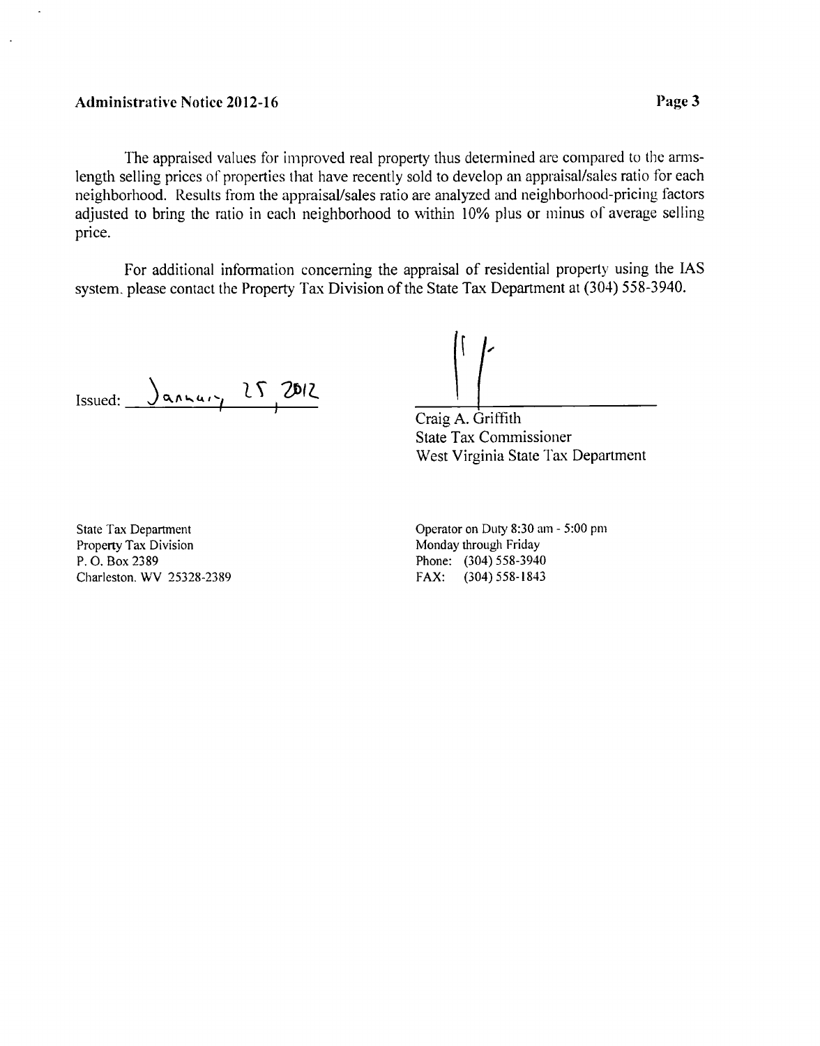The appraised values for improved real property thus determined are compared to the arms-length selling prices of properties that have recently sold to develop an appraisal/sales ratio for each neighborhood. Results from the appraisal/sales ratio are analyzed and neighborhood-pricing factors adjusted to bring the ratio in each neighborhood to within 10% plus or minus of average selling price.

For additional information concerning the appraisal of residential property using the IAS system, please contact the Property Tax Division of the State Tax Department at (304) 558-3940.

Issued: January 25, 2012

Craig A. Griffith
State Tax Commissioner
West Virginia State Tax Department

State Tax Department
Property Tax Division
P. O. Box 2389
Charleston, WV 25328-2389

Operator on Duty 8:30 am - 5:00 pm
Monday through Friday
Phone: (304) 558-3940
FAX: (304) 558-1843